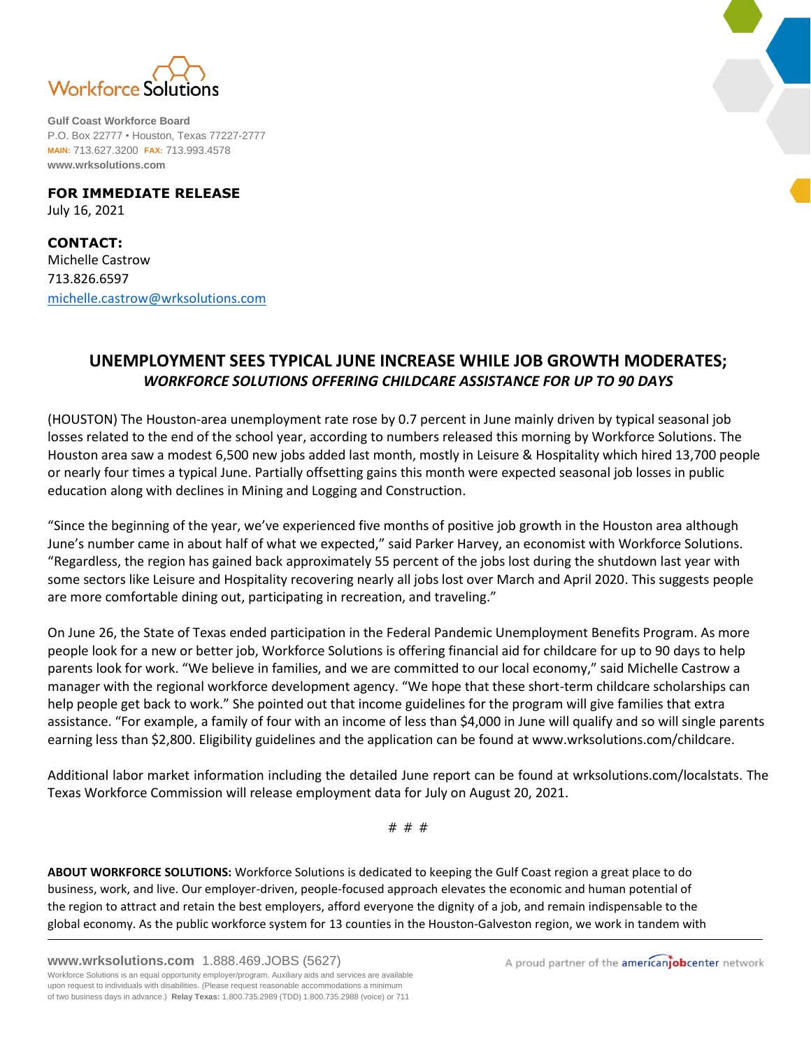Workforce Solutions

**Gulf Coast Workforce Board**
P.O. Box 22777 • Houston, Texas 77227-2777
**MAIN:** 713.627.3200 **FAX:** 713.993.4578
**www.wrksolutions.com**

**FOR IMMEDIATE RELEASE**
July 16, 2021

**CONTACT:**
Michelle Castrow
713.826.6597
michelle.castrow@wrksolutions.com

# UNEMPLOYMENT SEES TYPICAL JUNE INCREASE WHILE JOB GROWTH MODERATES;

***WORKFORCE SOLUTIONS OFFERING CHILDCARE ASSISTANCE FOR UP TO 90 DAYS***

(HOUSTON) The Houston-area unemployment rate rose by 0.7 percent in June mainly driven by typical seasonal job losses related to the end of the school year, according to numbers released this morning by Workforce Solutions. The Houston area saw a modest 6,500 new jobs added last month, mostly in Leisure & Hospitality which hired 13,700 people or nearly four times a typical June. Partially offsetting gains this month were expected seasonal job losses in public education along with declines in Mining and Logging and Construction.

"Since the beginning of the year, we've experienced five months of positive job growth in the Houston area although June's number came in about half of what we expected," said Parker Harvey, an economist with Workforce Solutions. "Regardless, the region has gained back approximately 55 percent of the jobs lost during the shutdown last year with some sectors like Leisure and Hospitality recovering nearly all jobs lost over March and April 2020. This suggests people are more comfortable dining out, participating in recreation, and traveling."

On June 26, the State of Texas ended participation in the Federal Pandemic Unemployment Benefits Program. As more people look for a new or better job, Workforce Solutions is offering financial aid for childcare for up to 90 days to help parents look for work. "We believe in families, and we are committed to our local economy," said Michelle Castrow a manager with the regional workforce development agency. "We hope that these short-term childcare scholarships can help people get back to work." She pointed out that income guidelines for the program will give families that extra assistance. "For example, a family of four with an income of less than $4,000 in June will qualify and so will single parents earning less than $2,800. Eligibility guidelines and the application can be found at www.wrksolutions.com/childcare.

Additional labor market information including the detailed June report can be found at wrksolutions.com/localstats. The Texas Workforce Commission will release employment data for July on August 20, 2021.

# # #

**ABOUT WORKFORCE SOLUTIONS:** Workforce Solutions is dedicated to keeping the Gulf Coast region a great place to do business, work, and live. Our employer-driven, people-focused approach elevates the economic and human potential of the region to attract and retain the best employers, afford everyone the dignity of a job, and remain indispensable to the global economy. As the public workforce system for 13 counties in the Houston-Galveston region, we work in tandem with

**www.wrksolutions.com** 1.888.469.JOBS (5627)
Workforce Solutions is an equal opportunity employer/program. Auxiliary aids and services are available upon request to individuals with disabilities. (Please request reasonable accommodations a minimum of two business days in advance.) **Relay Texas:** 1.800.735.2989 (TDD) 1.800.735.2988 (voice) or 711

A proud partner of the americanjobcenter network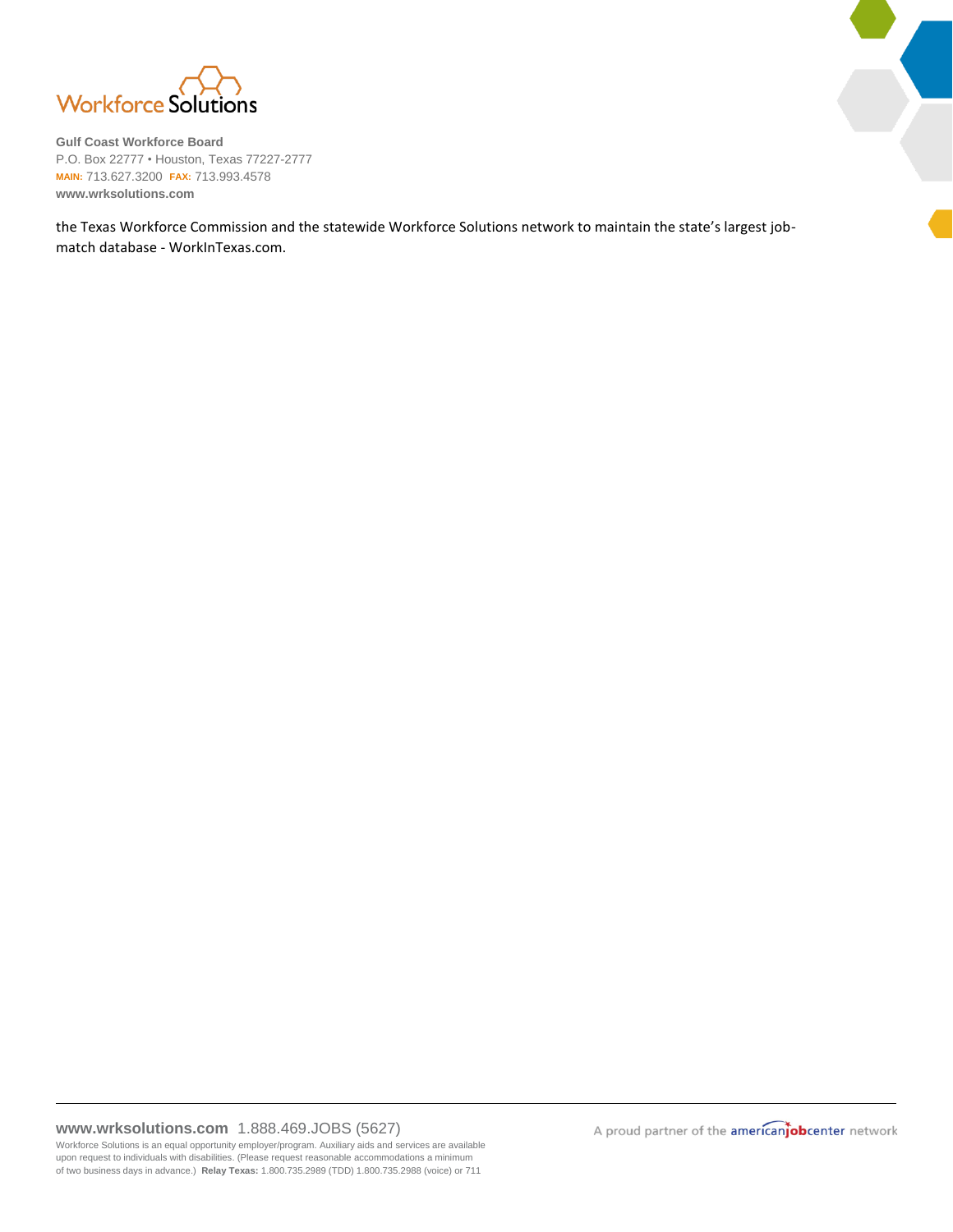the Texas Workforce Commission and the statewide Workforce Solutions network to maintain the state's largest job-match database - WorkInTexas.com.